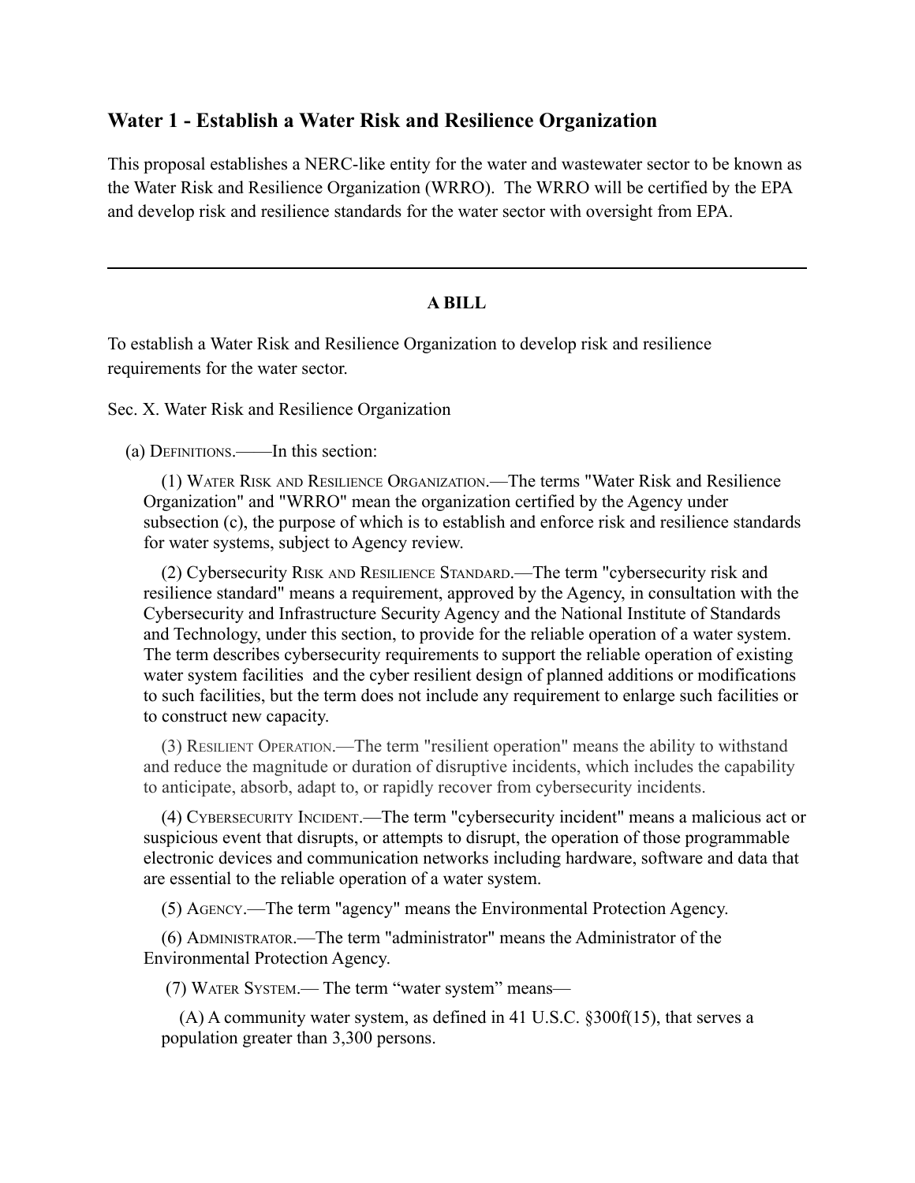## Water 1 - Establish a Water Risk and Resilience Organization

This proposal establishes a NERC-like entity for the water and wastewater sector to be known as the Water Risk and Resilience Organization (WRRO). The WRRO will be certified by the EPA and develop risk and resilience standards for the water sector with oversight from EPA.

---

**A BILL**

To establish a Water Risk and Resilience Organization to develop risk and resilience requirements for the water sector.

Sec. X. Water Risk and Resilience Organization

(a) DEFINITIONS.——In this section:

(1) WATER RISK AND RESILIENCE ORGANIZATION.—The terms "Water Risk and Resilience Organization" and "WRRO" mean the organization certified by the Agency under subsection (c), the purpose of which is to establish and enforce risk and resilience standards for water systems, subject to Agency review.

(2) Cybersecurity RISK AND RESILIENCE STANDARD.—The term "cybersecurity risk and resilience standard" means a requirement, approved by the Agency, in consultation with the Cybersecurity and Infrastructure Security Agency and the National Institute of Standards and Technology, under this section, to provide for the reliable operation of a water system. The term describes cybersecurity requirements to support the reliable operation of existing water system facilities and the cyber resilient design of planned additions or modifications to such facilities, but the term does not include any requirement to enlarge such facilities or to construct new capacity.

(3) RESILIENT OPERATION.—The term "resilient operation" means the ability to withstand and reduce the magnitude or duration of disruptive incidents, which includes the capability to anticipate, absorb, adapt to, or rapidly recover from cybersecurity incidents.

(4) CYBERSECURITY INCIDENT.—The term "cybersecurity incident" means a malicious act or suspicious event that disrupts, or attempts to disrupt, the operation of those programmable electronic devices and communication networks including hardware, software and data that are essential to the reliable operation of a water system.

(5) AGENCY.—The term "agency" means the Environmental Protection Agency.

(6) ADMINISTRATOR.—The term "administrator" means the Administrator of the Environmental Protection Agency.

(7) WATER SYSTEM.— The term "water system" means—

(A) A community water system, as defined in 41 U.S.C. §300f(15), that serves a population greater than 3,300 persons.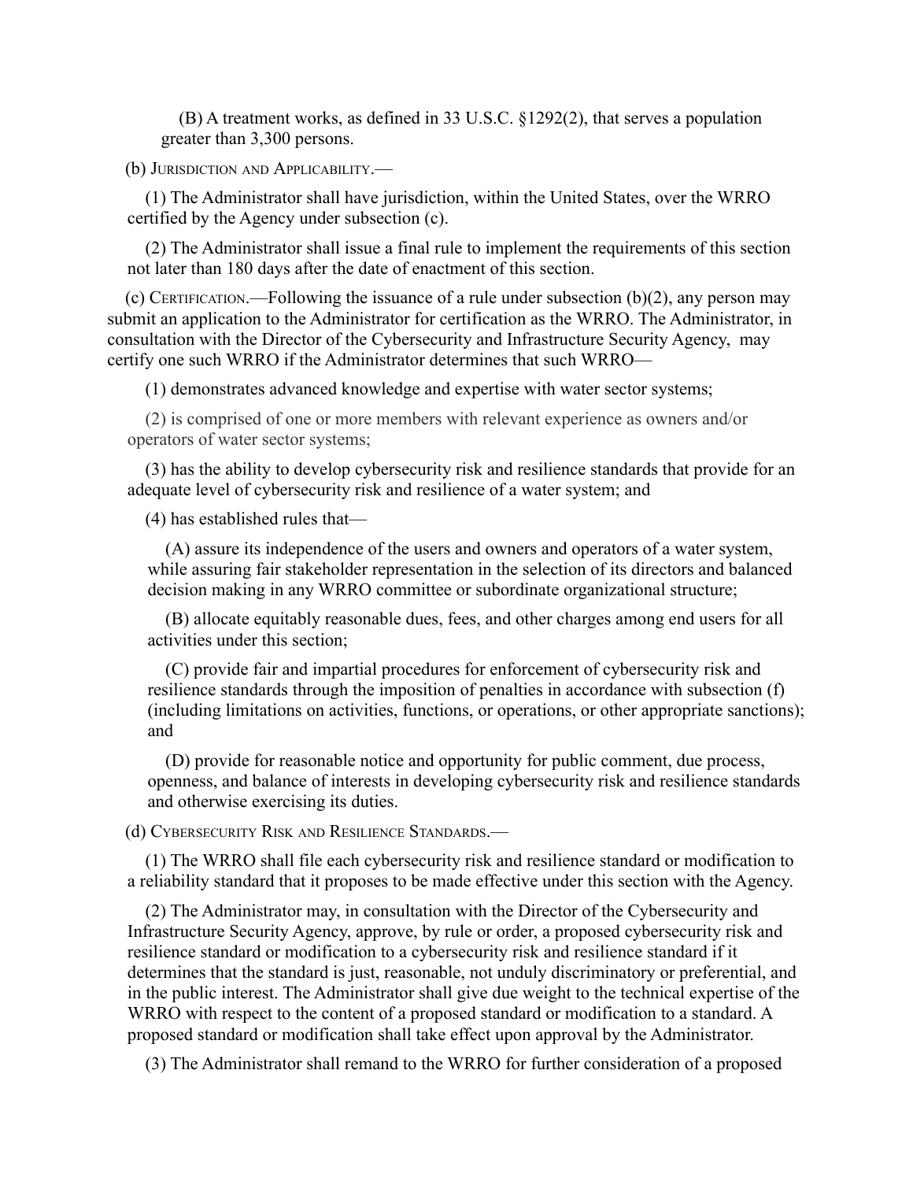(B) A treatment works, as defined in 33 U.S.C. §1292(2), that serves a population greater than 3,300 persons.

(b) JURISDICTION AND APPLICABILITY.—

(1) The Administrator shall have jurisdiction, within the United States, over the WRRO certified by the Agency under subsection (c).

(2) The Administrator shall issue a final rule to implement the requirements of this section not later than 180 days after the date of enactment of this section.

(c) CERTIFICATION.—Following the issuance of a rule under subsection (b)(2), any person may submit an application to the Administrator for certification as the WRRO. The Administrator, in consultation with the Director of the Cybersecurity and Infrastructure Security Agency, may certify one such WRRO if the Administrator determines that such WRRO—

(1) demonstrates advanced knowledge and expertise with water sector systems;

(2) is comprised of one or more members with relevant experience as owners and/or operators of water sector systems;

(3) has the ability to develop cybersecurity risk and resilience standards that provide for an adequate level of cybersecurity risk and resilience of a water system; and

(4) has established rules that—

(A) assure its independence of the users and owners and operators of a water system, while assuring fair stakeholder representation in the selection of its directors and balanced decision making in any WRRO committee or subordinate organizational structure;

(B) allocate equitably reasonable dues, fees, and other charges among end users for all activities under this section;

(C) provide fair and impartial procedures for enforcement of cybersecurity risk and resilience standards through the imposition of penalties in accordance with subsection (f) (including limitations on activities, functions, or operations, or other appropriate sanctions); and

(D) provide for reasonable notice and opportunity for public comment, due process, openness, and balance of interests in developing cybersecurity risk and resilience standards and otherwise exercising its duties.

(d) CYBERSECURITY RISK AND RESILIENCE STANDARDS.—

(1) The WRRO shall file each cybersecurity risk and resilience standard or modification to a reliability standard that it proposes to be made effective under this section with the Agency.

(2) The Administrator may, in consultation with the Director of the Cybersecurity and Infrastructure Security Agency, approve, by rule or order, a proposed cybersecurity risk and resilience standard or modification to a cybersecurity risk and resilience standard if it determines that the standard is just, reasonable, not unduly discriminatory or preferential, and in the public interest. The Administrator shall give due weight to the technical expertise of the WRRO with respect to the content of a proposed standard or modification to a standard. A proposed standard or modification shall take effect upon approval by the Administrator.

(3) The Administrator shall remand to the WRRO for further consideration of a proposed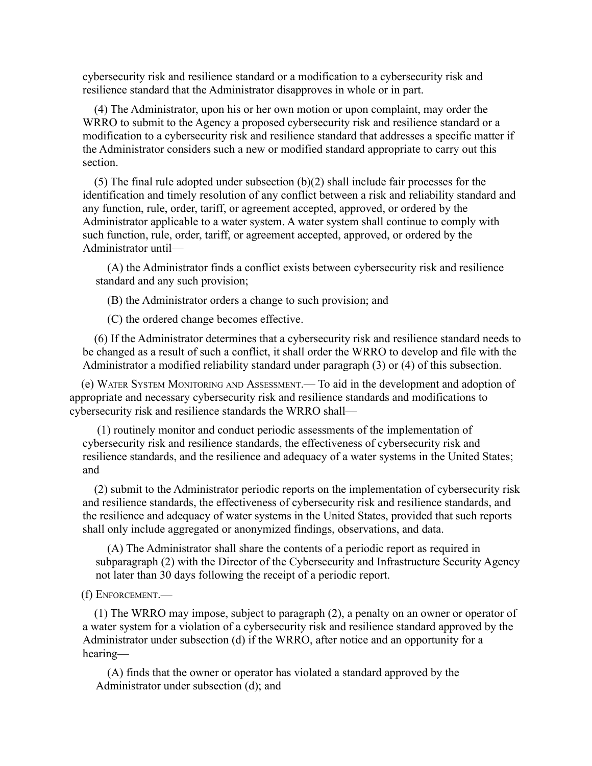cybersecurity risk and resilience standard or a modification to a cybersecurity risk and resilience standard that the Administrator disapproves in whole or in part.

(4) The Administrator, upon his or her own motion or upon complaint, may order the WRRO to submit to the Agency a proposed cybersecurity risk and resilience standard or a modification to a cybersecurity risk and resilience standard that addresses a specific matter if the Administrator considers such a new or modified standard appropriate to carry out this section.

(5) The final rule adopted under subsection (b)(2) shall include fair processes for the identification and timely resolution of any conflict between a risk and reliability standard and any function, rule, order, tariff, or agreement accepted, approved, or ordered by the Administrator applicable to a water system. A water system shall continue to comply with such function, rule, order, tariff, or agreement accepted, approved, or ordered by the Administrator until—

(A) the Administrator finds a conflict exists between cybersecurity risk and resilience standard and any such provision;

(B) the Administrator orders a change to such provision; and

(C) the ordered change becomes effective.

(6) If the Administrator determines that a cybersecurity risk and resilience standard needs to be changed as a result of such a conflict, it shall order the WRRO to develop and file with the Administrator a modified reliability standard under paragraph (3) or (4) of this subsection.

(e) Water System Monitoring and Assessment.— To aid in the development and adoption of appropriate and necessary cybersecurity risk and resilience standards and modifications to cybersecurity risk and resilience standards the WRRO shall—

(1) routinely monitor and conduct periodic assessments of the implementation of cybersecurity risk and resilience standards, the effectiveness of cybersecurity risk and resilience standards, and the resilience and adequacy of a water systems in the United States; and

(2) submit to the Administrator periodic reports on the implementation of cybersecurity risk and resilience standards, the effectiveness of cybersecurity risk and resilience standards, and the resilience and adequacy of water systems in the United States, provided that such reports shall only include aggregated or anonymized findings, observations, and data.

(A) The Administrator shall share the contents of a periodic report as required in subparagraph (2) with the Director of the Cybersecurity and Infrastructure Security Agency not later than 30 days following the receipt of a periodic report.

(f) Enforcement.—

(1) The WRRO may impose, subject to paragraph (2), a penalty on an owner or operator of a water system for a violation of a cybersecurity risk and resilience standard approved by the Administrator under subsection (d) if the WRRO, after notice and an opportunity for a hearing—

(A) finds that the owner or operator has violated a standard approved by the Administrator under subsection (d); and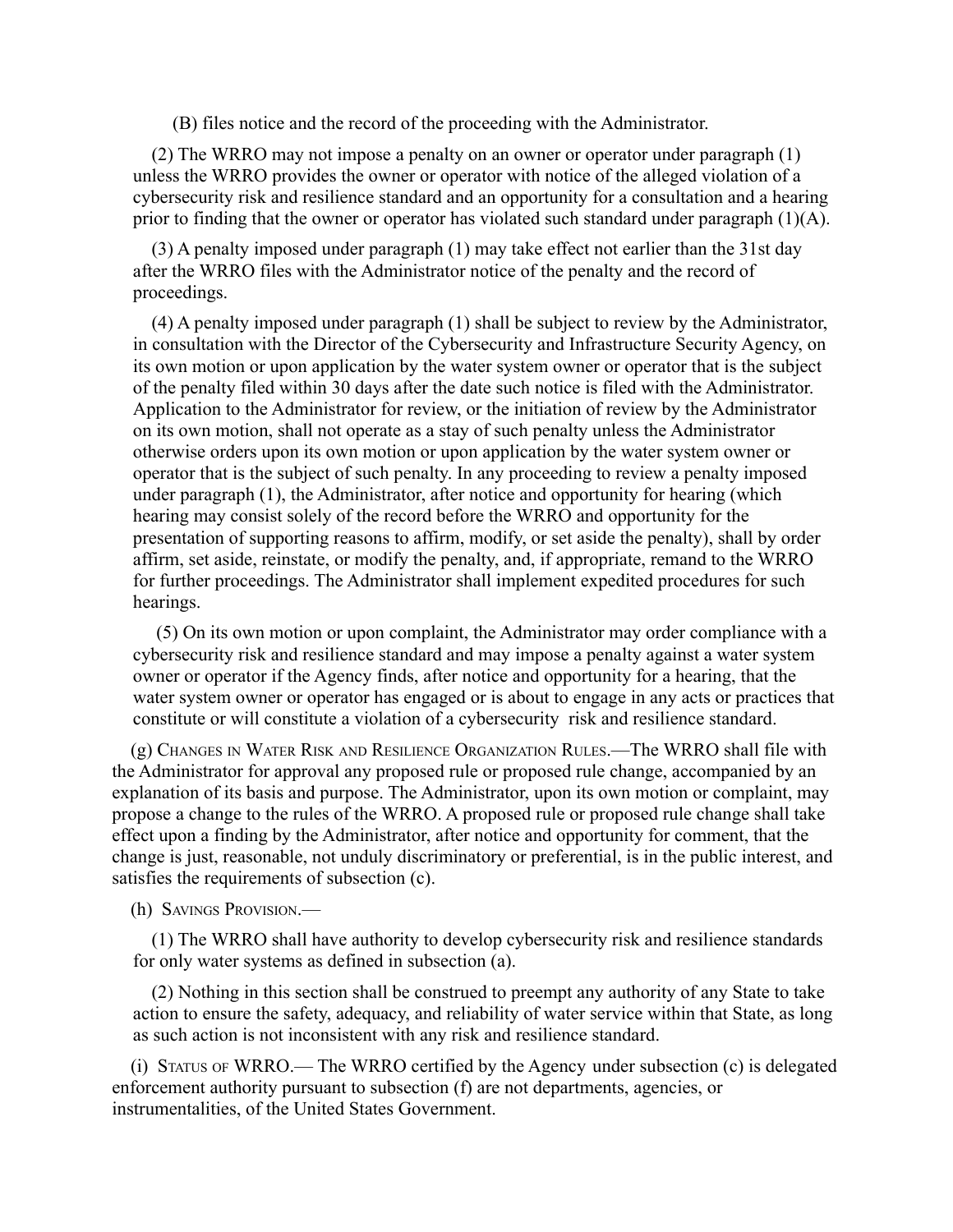(B) files notice and the record of the proceeding with the Administrator.

(2) The WRRO may not impose a penalty on an owner or operator under paragraph (1) unless the WRRO provides the owner or operator with notice of the alleged violation of a cybersecurity risk and resilience standard and an opportunity for a consultation and a hearing prior to finding that the owner or operator has violated such standard under paragraph (1)(A).

(3) A penalty imposed under paragraph (1) may take effect not earlier than the 31st day after the WRRO files with the Administrator notice of the penalty and the record of proceedings.

(4) A penalty imposed under paragraph (1) shall be subject to review by the Administrator, in consultation with the Director of the Cybersecurity and Infrastructure Security Agency, on its own motion or upon application by the water system owner or operator that is the subject of the penalty filed within 30 days after the date such notice is filed with the Administrator. Application to the Administrator for review, or the initiation of review by the Administrator on its own motion, shall not operate as a stay of such penalty unless the Administrator otherwise orders upon its own motion or upon application by the water system owner or operator that is the subject of such penalty. In any proceeding to review a penalty imposed under paragraph (1), the Administrator, after notice and opportunity for hearing (which hearing may consist solely of the record before the WRRO and opportunity for the presentation of supporting reasons to affirm, modify, or set aside the penalty), shall by order affirm, set aside, reinstate, or modify the penalty, and, if appropriate, remand to the WRRO for further proceedings. The Administrator shall implement expedited procedures for such hearings.

(5) On its own motion or upon complaint, the Administrator may order compliance with a cybersecurity risk and resilience standard and may impose a penalty against a water system owner or operator if the Agency finds, after notice and opportunity for a hearing, that the water system owner or operator has engaged or is about to engage in any acts or practices that constitute or will constitute a violation of a cybersecurity risk and resilience standard.

(g) Changes in Water Risk and Resilience Organization Rules.—The WRRO shall file with the Administrator for approval any proposed rule or proposed rule change, accompanied by an explanation of its basis and purpose. The Administrator, upon its own motion or complaint, may propose a change to the rules of the WRRO. A proposed rule or proposed rule change shall take effect upon a finding by the Administrator, after notice and opportunity for comment, that the change is just, reasonable, not unduly discriminatory or preferential, is in the public interest, and satisfies the requirements of subsection (c).

(h) Savings Provision.—

(1) The WRRO shall have authority to develop cybersecurity risk and resilience standards for only water systems as defined in subsection (a).

(2) Nothing in this section shall be construed to preempt any authority of any State to take action to ensure the safety, adequacy, and reliability of water service within that State, as long as such action is not inconsistent with any risk and resilience standard.

(i) Status of WRRO.— The WRRO certified by the Agency under subsection (c) is delegated enforcement authority pursuant to subsection (f) are not departments, agencies, or instrumentalities, of the United States Government.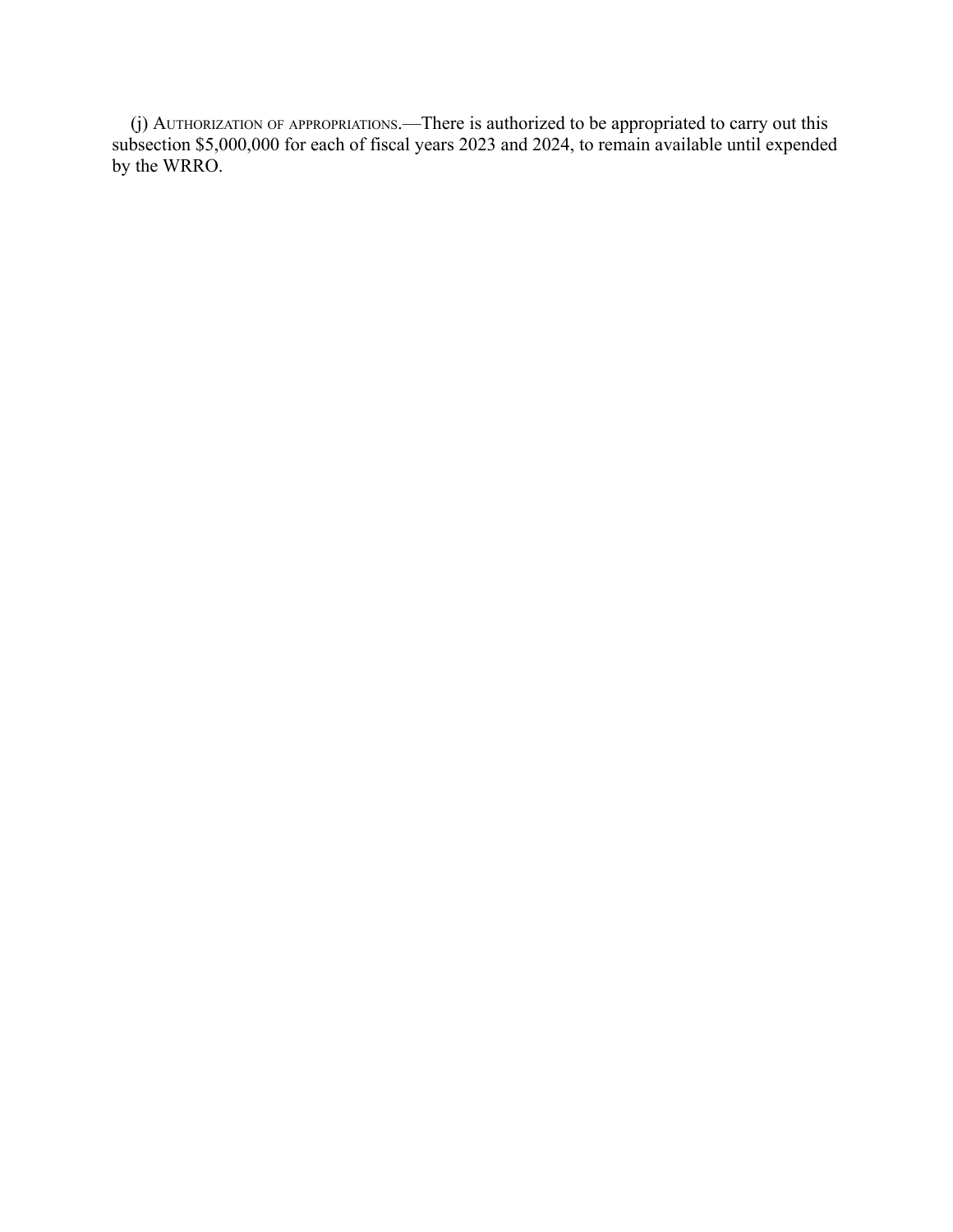(j) Authorization of appropriations.—There is authorized to be appropriated to carry out this subsection $5,000,000 for each of fiscal years 2023 and 2024, to remain available until expended by the WRRO.